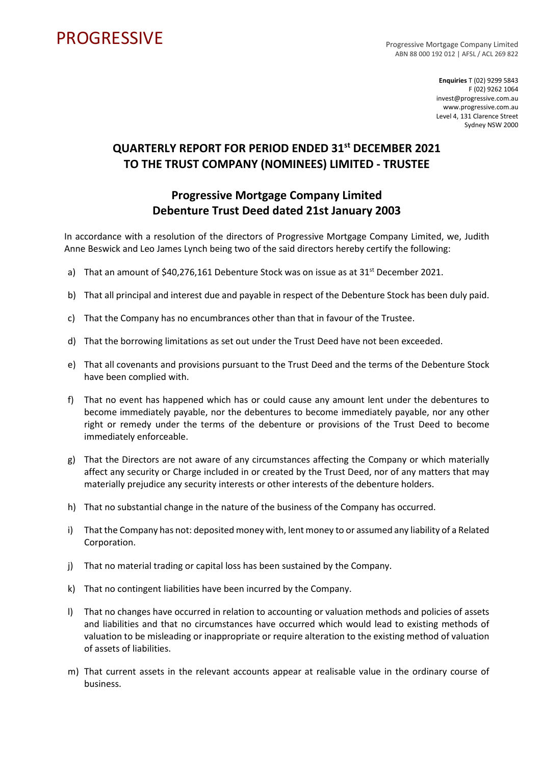PROGRESSIVE

Progressive Mortgage Company Limited
ABN 88 000 192 012 | AFSL / ACL 269 822

**Enquiries** T (02) 9299 5843
F (02) 9262 1064
invest@progressive.com.au
www.progressive.com.au
Level 4, 131 Clarence Street
Sydney NSW 2000

# QUARTERLY REPORT FOR PERIOD ENDED 31st DECEMBER 2021 TO THE TRUST COMPANY (NOMINEES) LIMITED - TRUSTEE

## Progressive Mortgage Company Limited Debenture Trust Deed dated 21st January 2003

In accordance with a resolution of the directors of Progressive Mortgage Company Limited, we, Judith Anne Beswick and Leo James Lynch being two of the said directors hereby certify the following:

a) That an amount of $40,276,161 Debenture Stock was on issue as at 31st December 2021.

b) That all principal and interest due and payable in respect of the Debenture Stock has been duly paid.

c) That the Company has no encumbrances other than that in favour of the Trustee.

d) That the borrowing limitations as set out under the Trust Deed have not been exceeded.

e) That all covenants and provisions pursuant to the Trust Deed and the terms of the Debenture Stock have been complied with.

f) That no event has happened which has or could cause any amount lent under the debentures to become immediately payable, nor the debentures to become immediately payable, nor any other right or remedy under the terms of the debenture or provisions of the Trust Deed to become immediately enforceable.

g) That the Directors are not aware of any circumstances affecting the Company or which materially affect any security or Charge included in or created by the Trust Deed, nor of any matters that may materially prejudice any security interests or other interests of the debenture holders.

h) That no substantial change in the nature of the business of the Company has occurred.

i) That the Company has not: deposited money with, lent money to or assumed any liability of a Related Corporation.

j) That no material trading or capital loss has been sustained by the Company.

k) That no contingent liabilities have been incurred by the Company.

l) That no changes have occurred in relation to accounting or valuation methods and policies of assets and liabilities and that no circumstances have occurred which would lead to existing methods of valuation to be misleading or inappropriate or require alteration to the existing method of valuation of assets of liabilities.

m) That current assets in the relevant accounts appear at realisable value in the ordinary course of business.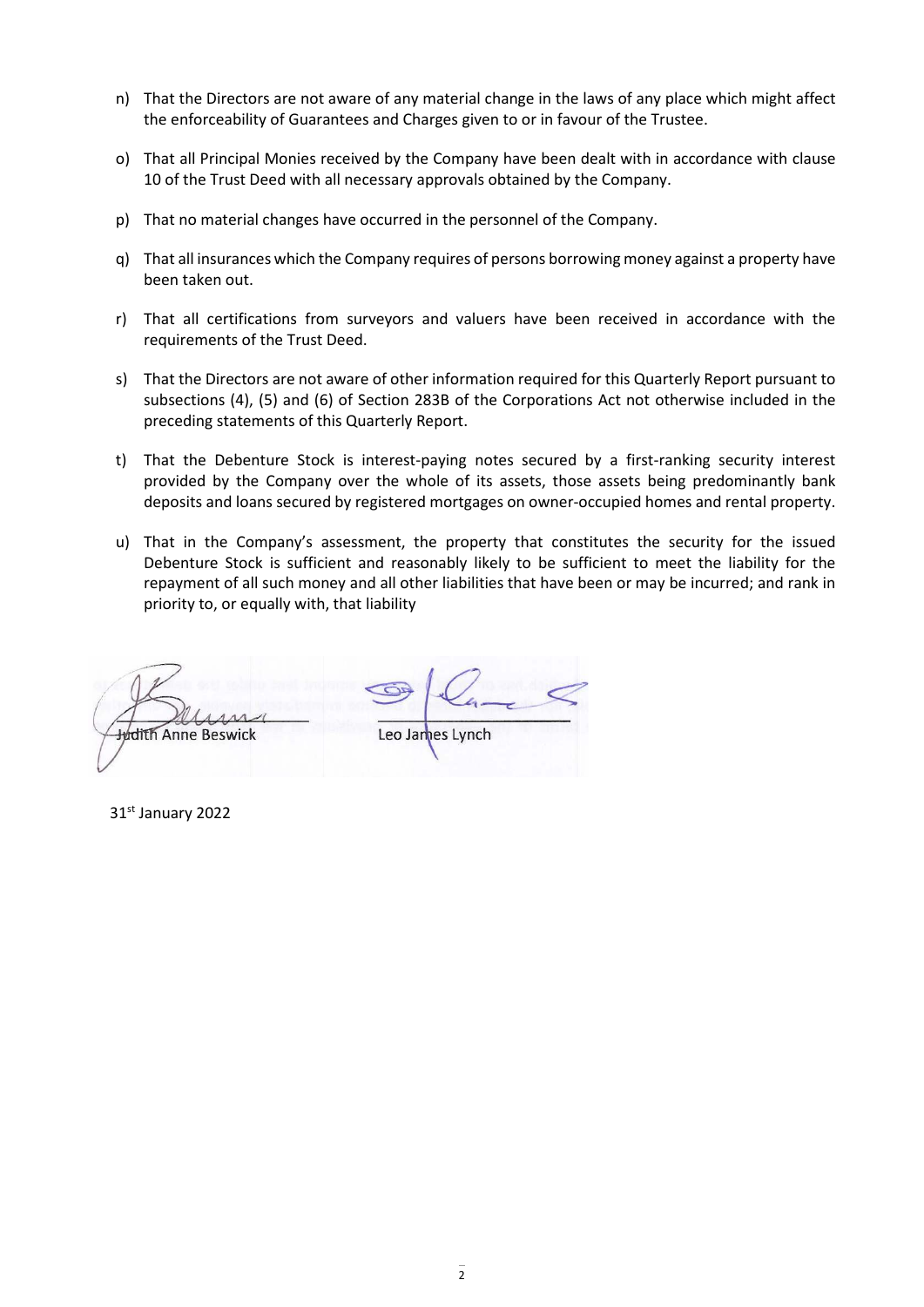n) That the Directors are not aware of any material change in the laws of any place which might affect the enforceability of Guarantees and Charges given to or in favour of the Trustee.

o) That all Principal Monies received by the Company have been dealt with in accordance with clause 10 of the Trust Deed with all necessary approvals obtained by the Company.

p) That no material changes have occurred in the personnel of the Company.

q) That all insurances which the Company requires of persons borrowing money against a property have been taken out.

r) That all certifications from surveyors and valuers have been received in accordance with the requirements of the Trust Deed.

s) That the Directors are not aware of other information required for this Quarterly Report pursuant to subsections (4), (5) and (6) of Section 283B of the Corporations Act not otherwise included in the preceding statements of this Quarterly Report.

t) That the Debenture Stock is interest-paying notes secured by a first-ranking security interest provided by the Company over the whole of its assets, those assets being predominantly bank deposits and loans secured by registered mortgages on owner-occupied homes and rental property.

u) That in the Company's assessment, the property that constitutes the security for the issued Debenture Stock is sufficient and reasonably likely to be sufficient to meet the liability for the repayment of all such money and all other liabilities that have been or may be incurred; and rank in priority to, or equally with, that liability

Judith Anne Beswick

Leo James Lynch

31st January 2022